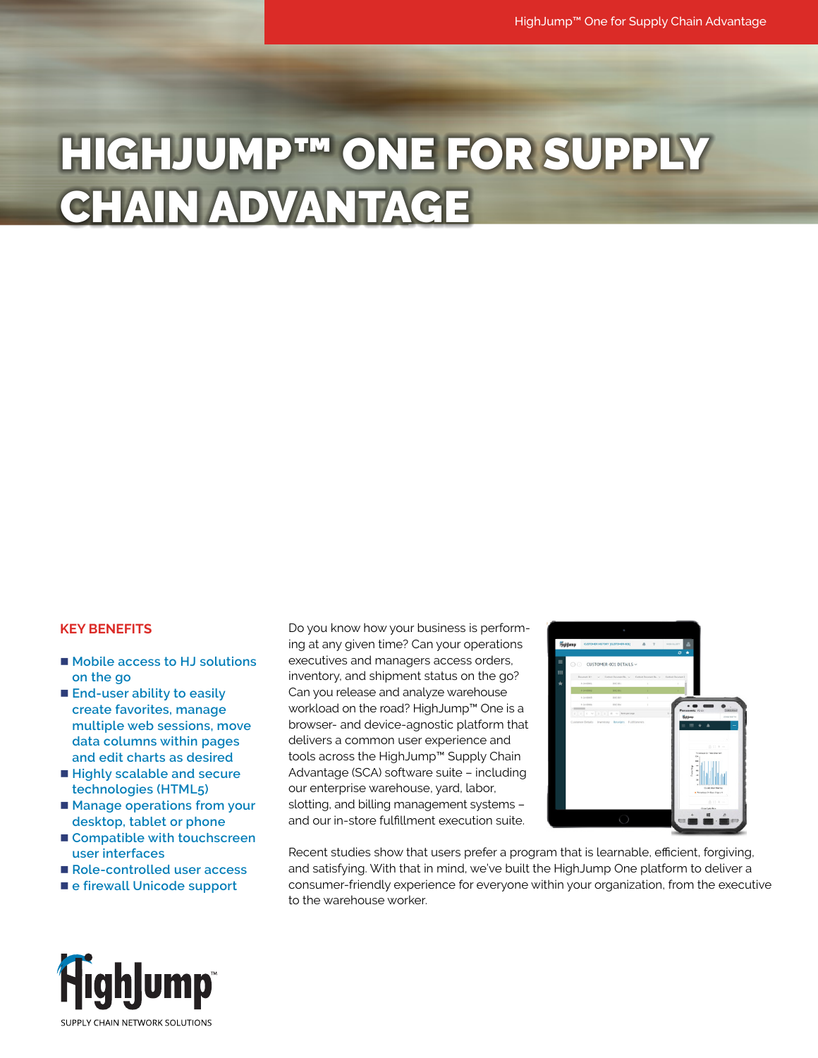# HIGHJUMP™ ONE FOR SUPPLY CHAIN ADVANTAGE

## KEY BENEFITS

- Mobile access to HJ solutions on the go
- End-user ability to easily create favorites, manage multiple web sessions, move data columns within pages and edit charts as desired
- Highly scalable and secure technologies (HTML5)
- Manage operations from your desktop, tablet or phone
- Compatible with touchscreen user interfaces
- Role-controlled user access
- e firewall Unicode support

Do you know how your business is performing at any given time? Can your operations executives and managers access orders, inventory, and shipment status on the go? Can you release and analyze warehouse workload on the road? HighJump™ One is a browser- and device-agnostic platform that delivers a common user experience and tools across the HighJump™ Supply Chain Advantage (SCA) software suite – including our enterprise warehouse, yard, labor, slotting, and billing management systems – and our in-store fulfillment execution suite.

Recent studies show that users prefer a program that is learnable, efficient, forgiving, and satisfying. With that in mind, we've built the HighJump One platform to deliver a consumer-friendly experience for everyone within your organization, from the executive to the warehouse worker.

HighJump™
SUPPLY CHAIN NETWORK SOLUTIONS